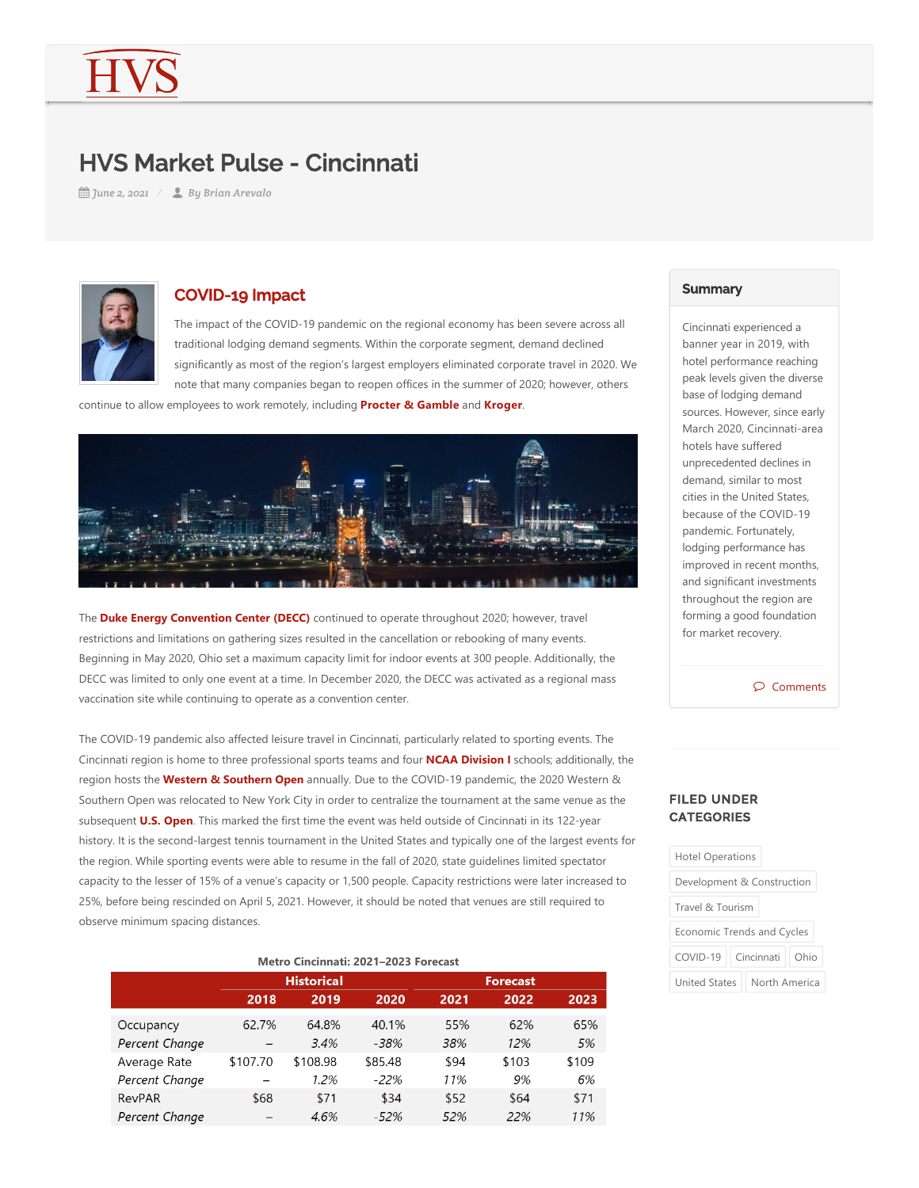# HVS Market Pulse - Cincinnati

June 2, 2021 / By Brian Arevalo

## COVID-19 Impact

The impact of the COVID-19 pandemic on the regional economy has been severe across all traditional lodging demand segments. Within the corporate segment, demand declined significantly as most of the region's largest employers eliminated corporate travel in 2020. We note that many companies began to reopen offices in the summer of 2020; however, others continue to allow employees to work remotely, including **Procter & Gamble** and **Kroger**.

The **Duke Energy Convention Center (DECC)** continued to operate throughout 2020; however, travel restrictions and limitations on gathering sizes resulted in the cancellation or rebooking of many events. Beginning in May 2020, Ohio set a maximum capacity limit for indoor events at 300 people. Additionally, the DECC was limited to only one event at a time. In December 2020, the DECC was activated as a regional mass vaccination site while continuing to operate as a convention center.

The COVID-19 pandemic also affected leisure travel in Cincinnati, particularly related to sporting events. The Cincinnati region is home to three professional sports teams and four **NCAA Division I** schools; additionally, the region hosts the **Western & Southern Open** annually. Due to the COVID-19 pandemic, the 2020 Western & Southern Open was relocated to New York City in order to centralize the tournament at the same venue as the subsequent **U.S. Open**. This marked the first time the event was held outside of Cincinnati in its 122-year history. It is the second-largest tennis tournament in the United States and typically one of the largest events for the region. While sporting events were able to resume in the fall of 2020, state guidelines limited spectator capacity to the lesser of 15% of a venue's capacity or 1,500 people. Capacity restrictions were later increased to 25%, before being rescinded on April 5, 2021. However, it should be noted that venues are still required to observe minimum spacing distances.

**Metro Cincinnati: 2021–2023 Forecast**

| | Historical | | | Forecast | | |
|---|---|---|---|---|---|---|
| | 2018 | 2019 | 2020 | 2021 | 2022 | 2023 |
| Occupancy | 62.7% | 64.8% | 40.1% | 55% | 62% | 65% |
| *Percent Change* | – | *3.4%* | *-38%* | *38%* | *12%* | *5%* |
| Average Rate | $107.70 | $108.98 | $85.48 | $94 | $103 | $109 |
| *Percent Change* | – | *1.2%* | *-22%* | *11%* | *9%* | *6%* |
| RevPAR | $68 | $71 | $34 | $52 | $64 | $71 |
| *Percent Change* | – | *4.6%* | *-52%* | *52%* | *22%* | *11%* |

## Summary

Cincinnati experienced a banner year in 2019, with hotel performance reaching peak levels given the diverse base of lodging demand sources. However, since early March 2020, Cincinnati-area hotels have suffered unprecedented declines in demand, similar to most cities in the United States, because of the COVID-19 pandemic. Fortunately, lodging performance has improved in recent months, and significant investments throughout the region are forming a good foundation for market recovery.

Comments

### FILED UNDER CATEGORIES

Hotel Operations | Development & Construction | Travel & Tourism | Economic Trends and Cycles | COVID-19 | Cincinnati | Ohio | United States | North America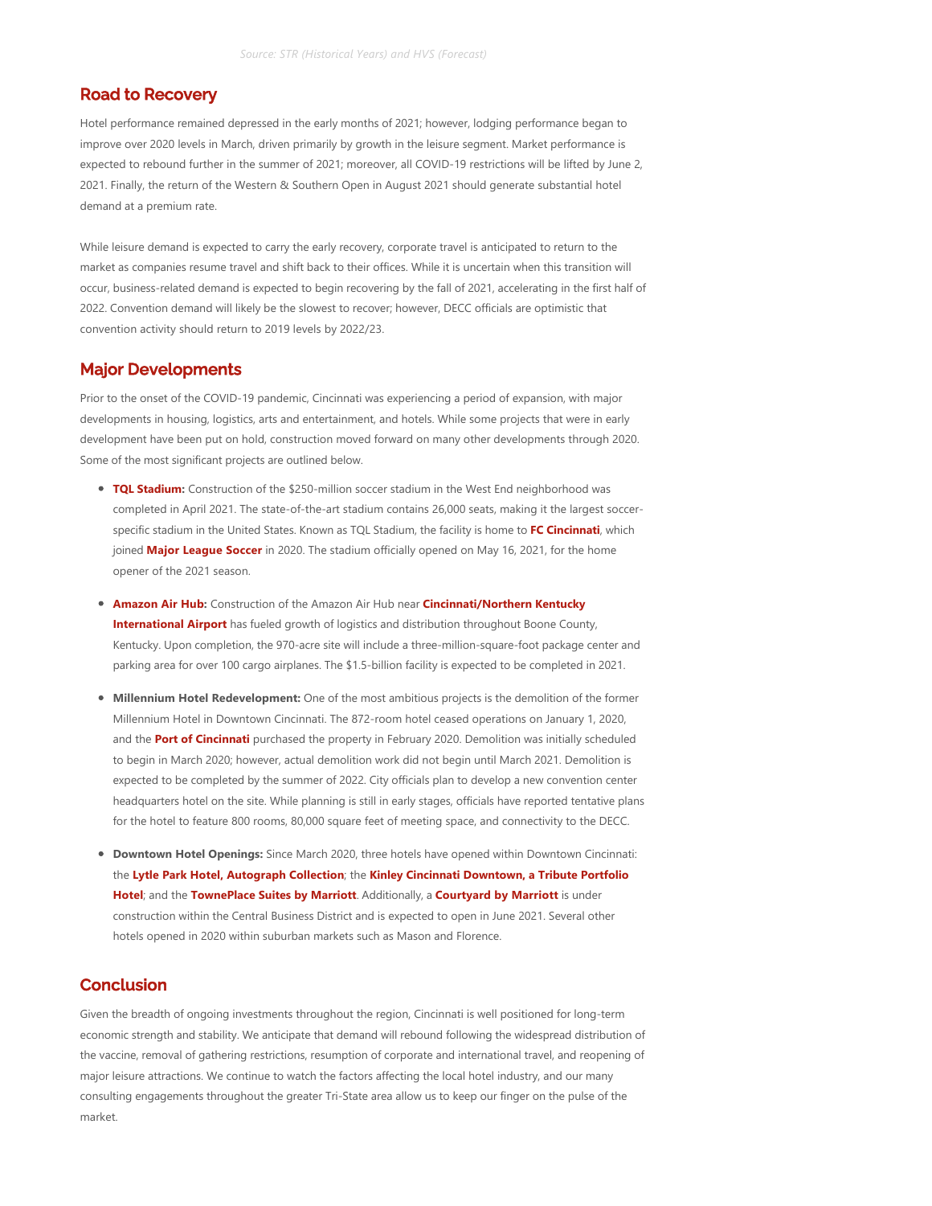*Source: STR (Historical Years) and HVS (Forecast)*

## Road to Recovery

Hotel performance remained depressed in the early months of 2021; however, lodging performance began to improve over 2020 levels in March, driven primarily by growth in the leisure segment. Market performance is expected to rebound further in the summer of 2021; moreover, all COVID-19 restrictions will be lifted by June 2, 2021. Finally, the return of the Western & Southern Open in August 2021 should generate substantial hotel demand at a premium rate.

While leisure demand is expected to carry the early recovery, corporate travel is anticipated to return to the market as companies resume travel and shift back to their offices. While it is uncertain when this transition will occur, business-related demand is expected to begin recovering by the fall of 2021, accelerating in the first half of 2022. Convention demand will likely be the slowest to recover; however, DECC officials are optimistic that convention activity should return to 2019 levels by 2022/23.

## Major Developments

Prior to the onset of the COVID-19 pandemic, Cincinnati was experiencing a period of expansion, with major developments in housing, logistics, arts and entertainment, and hotels. While some projects that were in early development have been put on hold, construction moved forward on many other developments through 2020. Some of the most significant projects are outlined below.

- **TQL Stadium:** Construction of the $250-million soccer stadium in the West End neighborhood was completed in April 2021. The state-of-the-art stadium contains 26,000 seats, making it the largest soccer-specific stadium in the United States. Known as TQL Stadium, the facility is home to **FC Cincinnati**, which joined **Major League Soccer** in 2020. The stadium officially opened on May 16, 2021, for the home opener of the 2021 season.

- **Amazon Air Hub:** Construction of the Amazon Air Hub near **Cincinnati/Northern Kentucky International Airport** has fueled growth of logistics and distribution throughout Boone County, Kentucky. Upon completion, the 970-acre site will include a three-million-square-foot package center and parking area for over 100 cargo airplanes. The $1.5-billion facility is expected to be completed in 2021.

- **Millennium Hotel Redevelopment:** One of the most ambitious projects is the demolition of the former Millennium Hotel in Downtown Cincinnati. The 872-room hotel ceased operations on January 1, 2020, and the **Port of Cincinnati** purchased the property in February 2020. Demolition was initially scheduled to begin in March 2020; however, actual demolition work did not begin until March 2021. Demolition is expected to be completed by the summer of 2022. City officials plan to develop a new convention center headquarters hotel on the site. While planning is still in early stages, officials have reported tentative plans for the hotel to feature 800 rooms, 80,000 square feet of meeting space, and connectivity to the DECC.

- **Downtown Hotel Openings:** Since March 2020, three hotels have opened within Downtown Cincinnati: the **Lytle Park Hotel, Autograph Collection**; the **Kinley Cincinnati Downtown, a Tribute Portfolio Hotel**; and the **TownePlace Suites by Marriott**. Additionally, a **Courtyard by Marriott** is under construction within the Central Business District and is expected to open in June 2021. Several other hotels opened in 2020 within suburban markets such as Mason and Florence.

## Conclusion

Given the breadth of ongoing investments throughout the region, Cincinnati is well positioned for long-term economic strength and stability. We anticipate that demand will rebound following the widespread distribution of the vaccine, removal of gathering restrictions, resumption of corporate and international travel, and reopening of major leisure attractions. We continue to watch the factors affecting the local hotel industry, and our many consulting engagements throughout the greater Tri-State area allow us to keep our finger on the pulse of the market.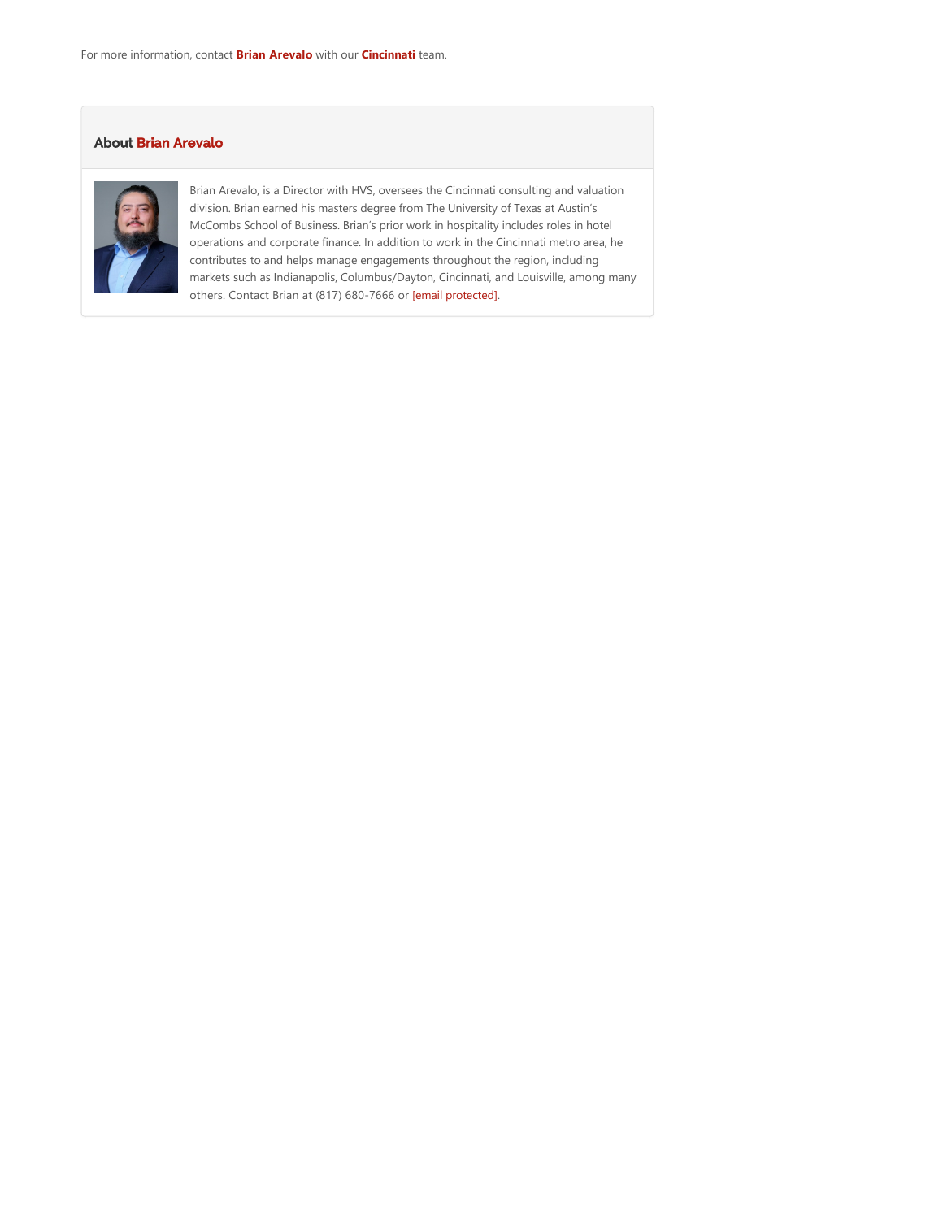For more information, contact **Brian Arevalo** with our **Cincinnati** team.

### About Brian Arevalo

Brian Arevalo, is a Director with HVS, oversees the Cincinnati consulting and valuation division. Brian earned his masters degree from The University of Texas at Austin's McCombs School of Business. Brian's prior work in hospitality includes roles in hotel operations and corporate finance. In addition to work in the Cincinnati metro area, he contributes to and helps manage engagements throughout the region, including markets such as Indianapolis, Columbus/Dayton, Cincinnati, and Louisville, among many others. Contact Brian at (817) 680-7666 or [email protected].